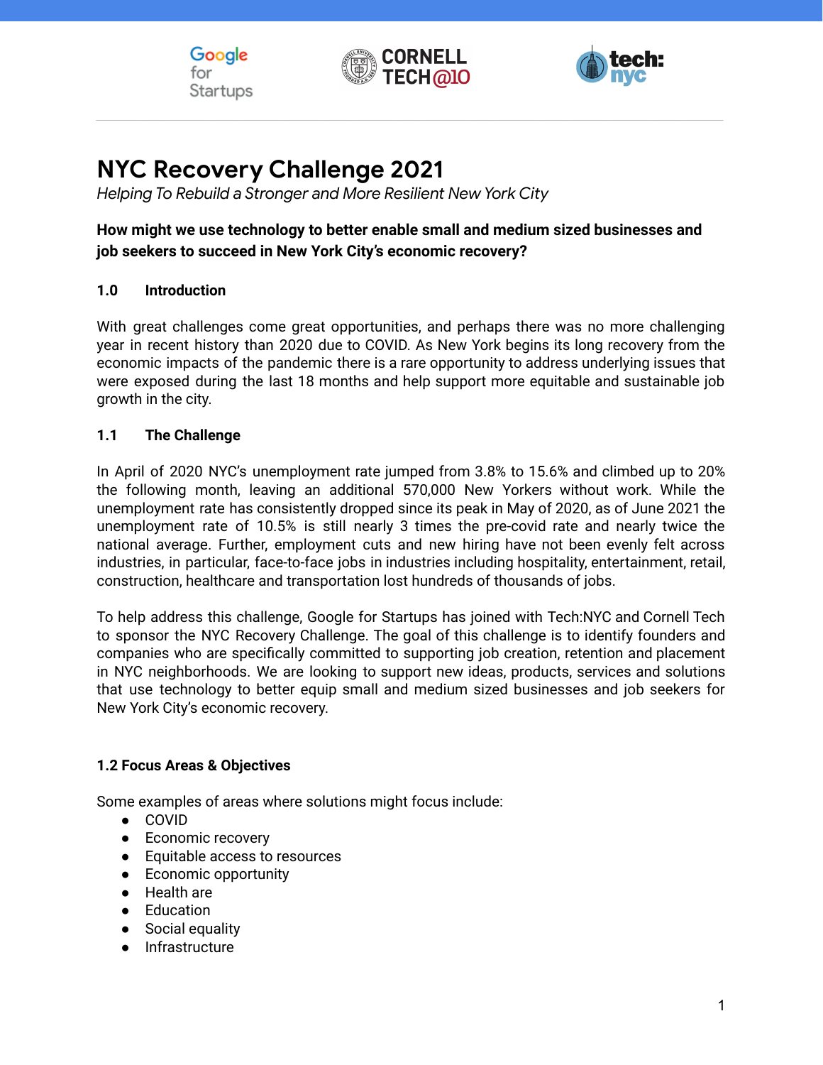# NYC Recovery Challenge 2021

*Helping To Rebuild a Stronger and More Resilient New York City*

**How might we use technology to better enable small and medium sized businesses and job seekers to succeed in New York City's economic recovery?**

## 1.0 Introduction

With great challenges come great opportunities, and perhaps there was no more challenging year in recent history than 2020 due to COVID. As New York begins its long recovery from the economic impacts of the pandemic there is a rare opportunity to address underlying issues that were exposed during the last 18 months and help support more equitable and sustainable job growth in the city.

## 1.1 The Challenge

In April of 2020 NYC's unemployment rate jumped from 3.8% to 15.6% and climbed up to 20% the following month, leaving an additional 570,000 New Yorkers without work. While the unemployment rate has consistently dropped since its peak in May of 2020, as of June 2021 the unemployment rate of 10.5% is still nearly 3 times the pre-covid rate and nearly twice the national average. Further, employment cuts and new hiring have not been evenly felt across industries, in particular, face-to-face jobs in industries including hospitality, entertainment, retail, construction, healthcare and transportation lost hundreds of thousands of jobs.

To help address this challenge, Google for Startups has joined with Tech:NYC and Cornell Tech to sponsor the NYC Recovery Challenge. The goal of this challenge is to identify founders and companies who are specifically committed to supporting job creation, retention and placement in NYC neighborhoods. We are looking to support new ideas, products, services and solutions that use technology to better equip small and medium sized businesses and job seekers for New York City's economic recovery.

## 1.2 Focus Areas & Objectives

Some examples of areas where solutions might focus include:

- COVID
- Economic recovery
- Equitable access to resources
- Economic opportunity
- Health are
- Education
- Social equality
- Infrastructure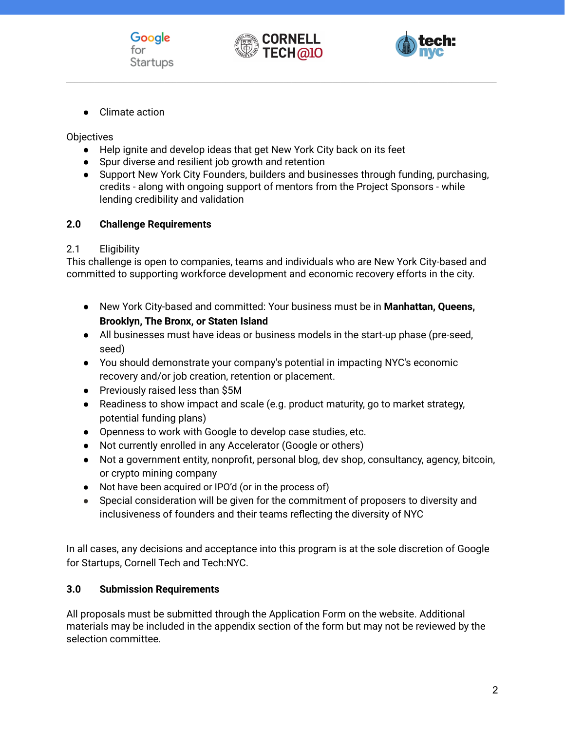- Climate action

Objectives

- Help ignite and develop ideas that get New York City back on its feet
- Spur diverse and resilient job growth and retention
- Support New York City Founders, builders and businesses through funding, purchasing, credits - along with ongoing support of mentors from the Project Sponsors - while lending credibility and validation

## 2.0 Challenge Requirements

2.1 Eligibility

This challenge is open to companies, teams and individuals who are New York City-based and committed to supporting workforce development and economic recovery efforts in the city.

- New York City-based and committed: Your business must be in **Manhattan, Queens, Brooklyn, The Bronx, or Staten Island**
- All businesses must have ideas or business models in the start-up phase (pre-seed, seed)
- You should demonstrate your company's potential in impacting NYC's economic recovery and/or job creation, retention or placement.
- Previously raised less than $5M
- Readiness to show impact and scale (e.g. product maturity, go to market strategy, potential funding plans)
- Openness to work with Google to develop case studies, etc.
- Not currently enrolled in any Accelerator (Google or others)
- Not a government entity, nonprofit, personal blog, dev shop, consultancy, agency, bitcoin, or crypto mining company
- Not have been acquired or IPO'd (or in the process of)
- Special consideration will be given for the commitment of proposers to diversity and inclusiveness of founders and their teams reflecting the diversity of NYC

In all cases, any decisions and acceptance into this program is at the sole discretion of Google for Startups, Cornell Tech and Tech:NYC.

## 3.0 Submission Requirements

All proposals must be submitted through the Application Form on the website. Additional materials may be included in the appendix section of the form but may not be reviewed by the selection committee.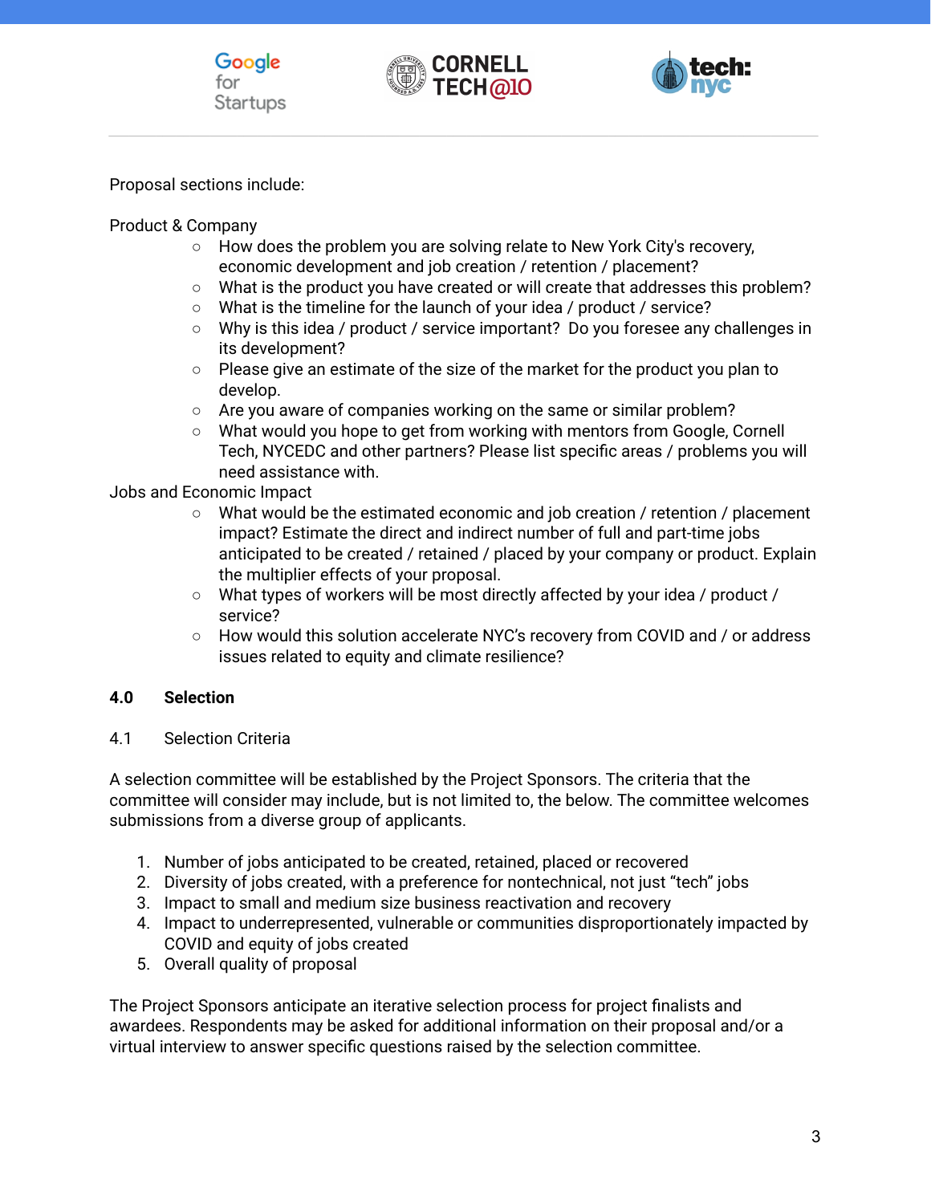Proposal sections include:

Product & Company

- How does the problem you are solving relate to New York City's recovery, economic development and job creation / retention / placement?
- What is the product you have created or will create that addresses this problem?
- What is the timeline for the launch of your idea / product / service?
- Why is this idea / product / service important? Do you foresee any challenges in its development?
- Please give an estimate of the size of the market for the product you plan to develop.
- Are you aware of companies working on the same or similar problem?
- What would you hope to get from working with mentors from Google, Cornell Tech, NYCEDC and other partners? Please list specific areas / problems you will need assistance with.

Jobs and Economic Impact

- What would be the estimated economic and job creation / retention / placement impact? Estimate the direct and indirect number of full and part-time jobs anticipated to be created / retained / placed by your company or product. Explain the multiplier effects of your proposal.
- What types of workers will be most directly affected by your idea / product / service?
- How would this solution accelerate NYC's recovery from COVID and / or address issues related to equity and climate resilience?

## 4.0 Selection

### 4.1 Selection Criteria

A selection committee will be established by the Project Sponsors. The criteria that the committee will consider may include, but is not limited to, the below. The committee welcomes submissions from a diverse group of applicants.

1. Number of jobs anticipated to be created, retained, placed or recovered
2. Diversity of jobs created, with a preference for nontechnical, not just "tech" jobs
3. Impact to small and medium size business reactivation and recovery
4. Impact to underrepresented, vulnerable or communities disproportionately impacted by COVID and equity of jobs created
5. Overall quality of proposal

The Project Sponsors anticipate an iterative selection process for project finalists and awardees. Respondents may be asked for additional information on their proposal and/or a virtual interview to answer specific questions raised by the selection committee.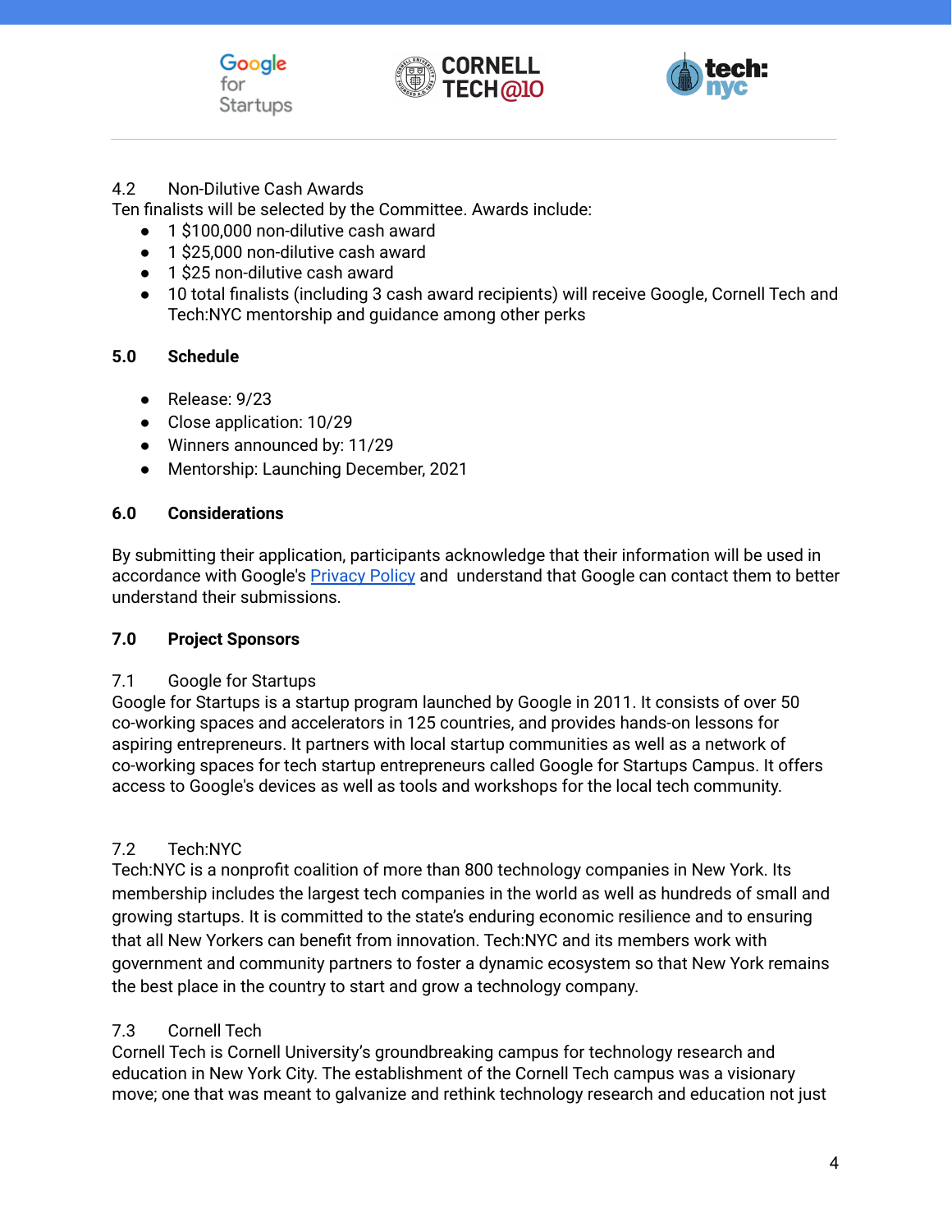4.2 Non-Dilutive Cash Awards

Ten finalists will be selected by the Committee. Awards include:

- 1 $100,000 non-dilutive cash award
- 1 $25,000 non-dilutive cash award
- 1 $25 non-dilutive cash award
- 10 total finalists (including 3 cash award recipients) will receive Google, Cornell Tech and Tech:NYC mentorship and guidance among other perks

## 5.0 Schedule

- Release: 9/23
- Close application: 10/29
- Winners announced by: 11/29
- Mentorship: Launching December, 2021

## 6.0 Considerations

By submitting their application, participants acknowledge that their information will be used in accordance with Google's [Privacy Policy](Privacy Policy) and understand that Google can contact them to better understand their submissions.

## 7.0 Project Sponsors

7.1 Google for Startups

Google for Startups is a startup program launched by Google in 2011. It consists of over 50 co-working spaces and accelerators in 125 countries, and provides hands-on lessons for aspiring entrepreneurs. It partners with local startup communities as well as a network of co-working spaces for tech startup entrepreneurs called Google for Startups Campus. It offers access to Google's devices as well as tools and workshops for the local tech community.

7.2 Tech:NYC

Tech:NYC is a nonprofit coalition of more than 800 technology companies in New York. Its membership includes the largest tech companies in the world as well as hundreds of small and growing startups. It is committed to the state's enduring economic resilience and to ensuring that all New Yorkers can benefit from innovation. Tech:NYC and its members work with government and community partners to foster a dynamic ecosystem so that New York remains the best place in the country to start and grow a technology company.

7.3 Cornell Tech

Cornell Tech is Cornell University's groundbreaking campus for technology research and education in New York City. The establishment of the Cornell Tech campus was a visionary move; one that was meant to galvanize and rethink technology research and education not just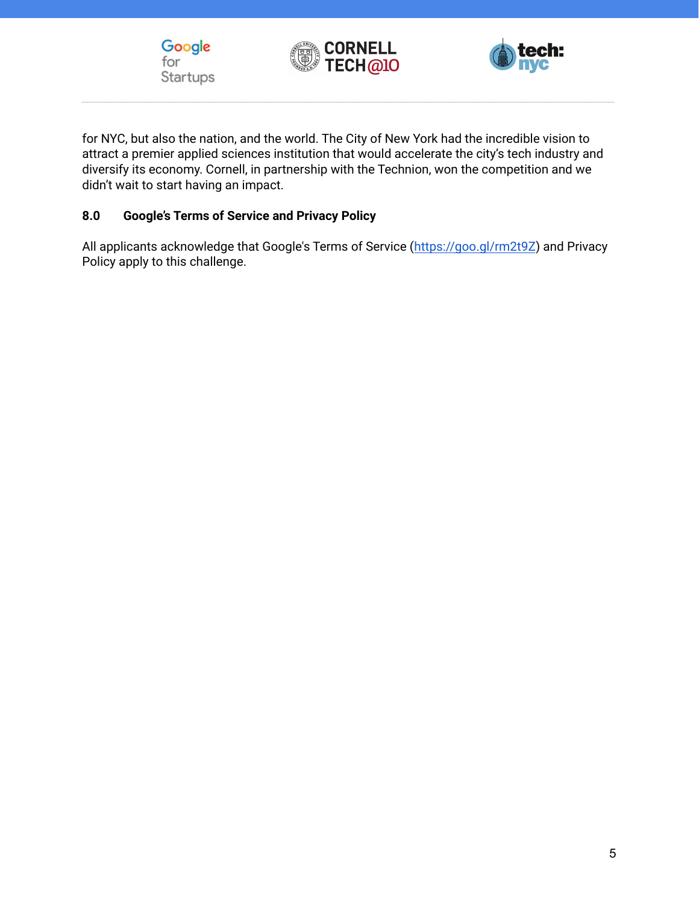for NYC, but also the nation, and the world. The City of New York had the incredible vision to attract a premier applied sciences institution that would accelerate the city's tech industry and diversify its economy. Cornell, in partnership with the Technion, won the competition and we didn't wait to start having an impact.

### 8.0 Google's Terms of Service and Privacy Policy

All applicants acknowledge that Google's Terms of Service (https://goo.gl/rm2t9Z) and Privacy Policy apply to this challenge.